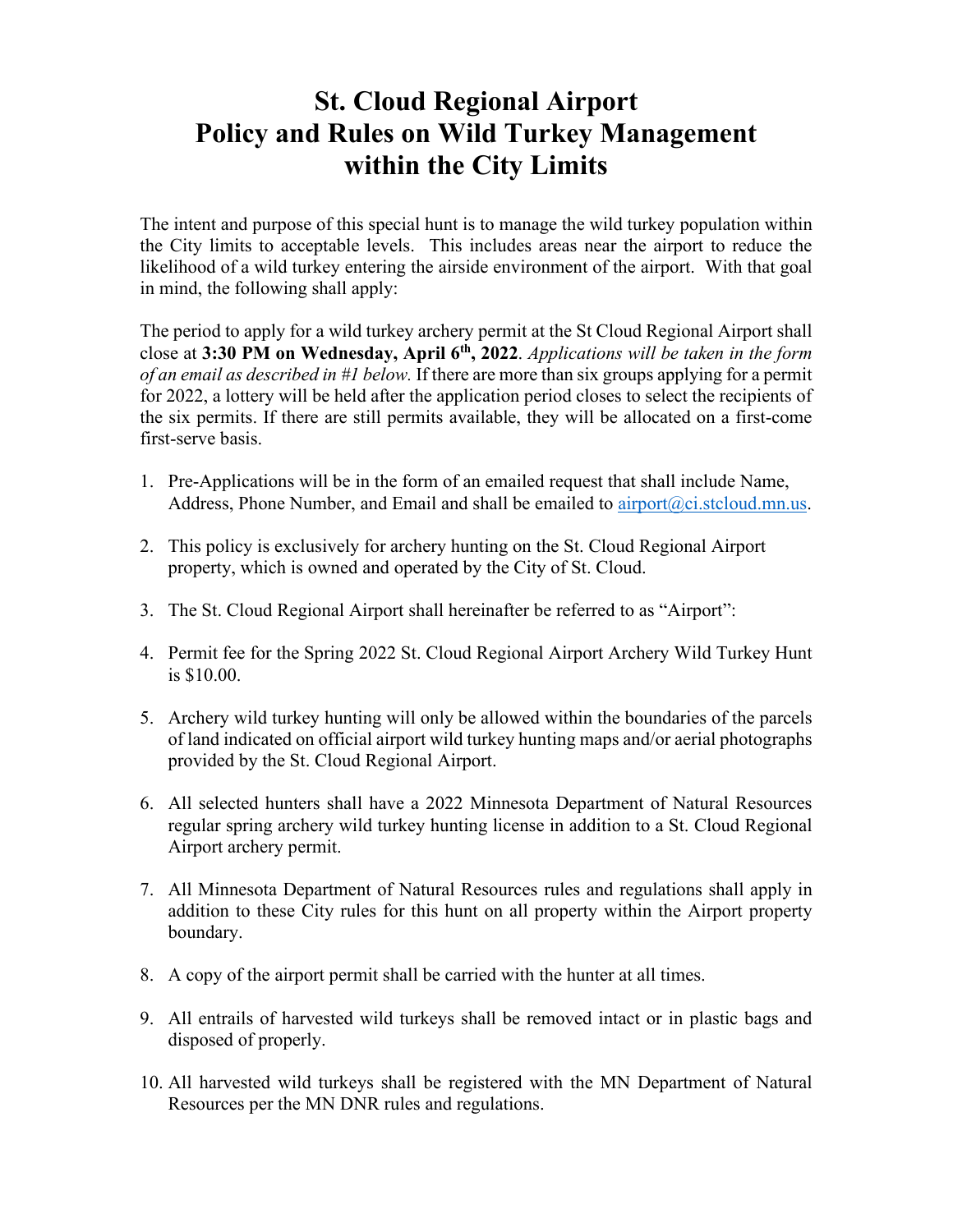# St. Cloud Regional Airport Policy and Rules on Wild Turkey Management within the City Limits

The intent and purpose of this special hunt is to manage the wild turkey population within the City limits to acceptable levels. This includes areas near the airport to reduce the likelihood of a wild turkey entering the airside environment of the airport. With that goal in mind, the following shall apply:

The period to apply for a wild turkey archery permit at the St Cloud Regional Airport shall close at **3:30 PM on Wednesday, April 6th, 2022**. *Applications will be taken in the form of an email as described in #1 below.* If there are more than six groups applying for a permit for 2022, a lottery will be held after the application period closes to select the recipients of the six permits. If there are still permits available, they will be allocated on a first-come first-serve basis.

1. Pre-Applications will be in the form of an emailed request that shall include Name, Address, Phone Number, and Email and shall be emailed to [airport@ci.stcloud.mn.us](mailto:airport@ci.stcloud.mn.us).
2. This policy is exclusively for archery hunting on the St. Cloud Regional Airport property, which is owned and operated by the City of St. Cloud.
3. The St. Cloud Regional Airport shall hereinafter be referred to as "Airport":
4. Permit fee for the Spring 2022 St. Cloud Regional Airport Archery Wild Turkey Hunt is $10.00.
5. Archery wild turkey hunting will only be allowed within the boundaries of the parcels of land indicated on official airport wild turkey hunting maps and/or aerial photographs provided by the St. Cloud Regional Airport.
6. All selected hunters shall have a 2022 Minnesota Department of Natural Resources regular spring archery wild turkey hunting license in addition to a St. Cloud Regional Airport archery permit.
7. All Minnesota Department of Natural Resources rules and regulations shall apply in addition to these City rules for this hunt on all property within the Airport property boundary.
8. A copy of the airport permit shall be carried with the hunter at all times.
9. All entrails of harvested wild turkeys shall be removed intact or in plastic bags and disposed of properly.
10. All harvested wild turkeys shall be registered with the MN Department of Natural Resources per the MN DNR rules and regulations.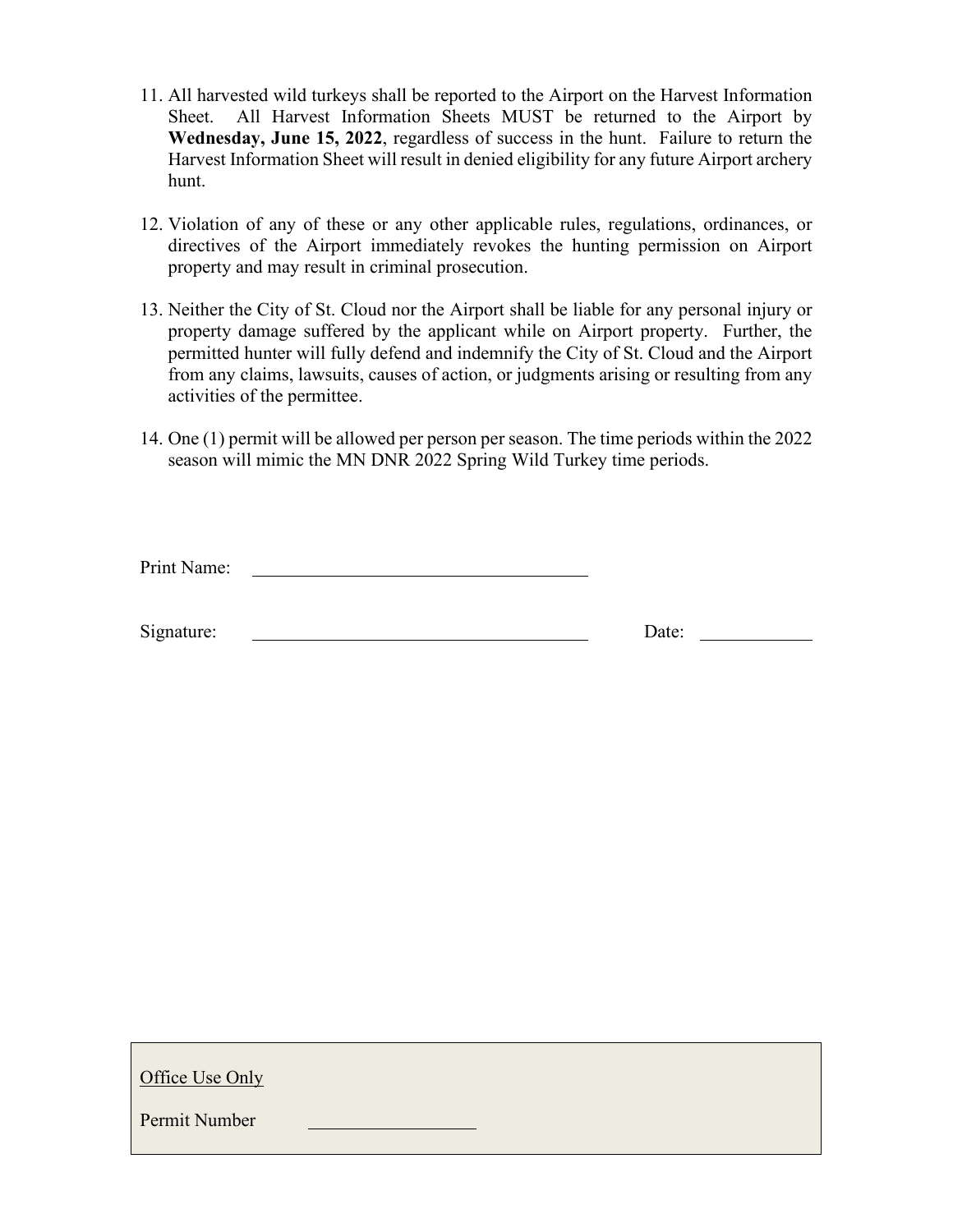11. All harvested wild turkeys shall be reported to the Airport on the Harvest Information Sheet. All Harvest Information Sheets MUST be returned to the Airport by **Wednesday, June 15, 2022**, regardless of success in the hunt. Failure to return the Harvest Information Sheet will result in denied eligibility for any future Airport archery hunt.

12. Violation of any of these or any other applicable rules, regulations, ordinances, or directives of the Airport immediately revokes the hunting permission on Airport property and may result in criminal prosecution.

13. Neither the City of St. Cloud nor the Airport shall be liable for any personal injury or property damage suffered by the applicant while on Airport property. Further, the permitted hunter will fully defend and indemnify the City of St. Cloud and the Airport from any claims, lawsuits, causes of action, or judgments arising or resulting from any activities of the permittee.

14. One (1) permit will be allowed per person per season. The time periods within the 2022 season will mimic the MN DNR 2022 Spring Wild Turkey time periods.

Print Name: ____________________________________

Signature: ____________________________________ Date: ____________

Office Use Only

Permit Number ________________